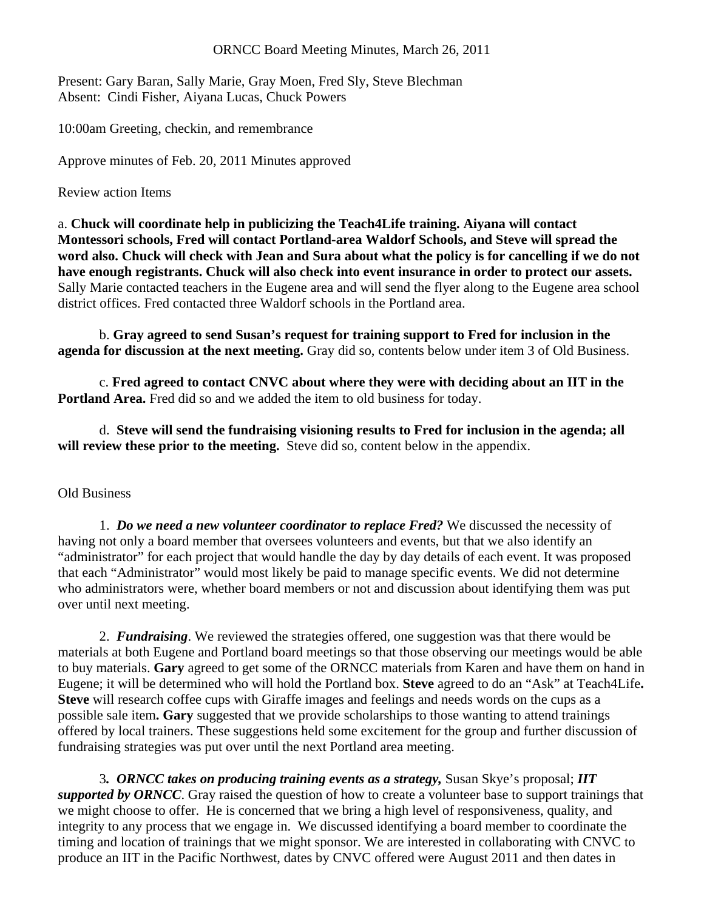ORNCC Board Meeting Minutes, March 26, 2011

Present: Gary Baran, Sally Marie, Gray Moen, Fred Sly, Steve Blechman
Absent: Cindi Fisher, Aiyana Lucas, Chuck Powers

10:00am Greeting, checkin, and remembrance

Approve minutes of Feb. 20, 2011 Minutes approved

Review action Items

a. **Chuck will coordinate help in publicizing the Teach4Life training. Aiyana will contact Montessori schools, Fred will contact Portland-area Waldorf Schools, and Steve will spread the word also. Chuck will check with Jean and Sura about what the policy is for cancelling if we do not have enough registrants. Chuck will also check into event insurance in order to protect our assets.** Sally Marie contacted teachers in the Eugene area and will send the flyer along to the Eugene area school district offices. Fred contacted three Waldorf schools in the Portland area.

b. **Gray agreed to send Susan's request for training support to Fred for inclusion in the agenda for discussion at the next meeting.** Gray did so, contents below under item 3 of Old Business.

c. **Fred agreed to contact CNVC about where they were with deciding about an IIT in the Portland Area.** Fred did so and we added the item to old business for today.

d. **Steve will send the fundraising visioning results to Fred for inclusion in the agenda; all will review these prior to the meeting.** Steve did so, content below in the appendix.

Old Business

1. ***Do we need a new volunteer coordinator to replace Fred?*** We discussed the necessity of having not only a board member that oversees volunteers and events, but that we also identify an "administrator" for each project that would handle the day by day details of each event. It was proposed that each "Administrator" would most likely be paid to manage specific events. We did not determine who administrators were, whether board members or not and discussion about identifying them was put over until next meeting.

2. ***Fundraising***. We reviewed the strategies offered, one suggestion was that there would be materials at both Eugene and Portland board meetings so that those observing our meetings would be able to buy materials. **Gary** agreed to get some of the ORNCC materials from Karen and have them on hand in Eugene; it will be determined who will hold the Portland box. **Steve** agreed to do an "Ask" at Teach4Life**.** **Steve** will research coffee cups with Giraffe images and feelings and needs words on the cups as a possible sale item**.** **Gary** suggested that we provide scholarships to those wanting to attend trainings offered by local trainers. These suggestions held some excitement for the group and further discussion of fundraising strategies was put over until the next Portland area meeting.

3***. ORNCC takes on producing training events as a strategy,*** Susan Skye's proposal; ***IIT supported by ORNCC***. Gray raised the question of how to create a volunteer base to support trainings that we might choose to offer. He is concerned that we bring a high level of responsiveness, quality, and integrity to any process that we engage in. We discussed identifying a board member to coordinate the timing and location of trainings that we might sponsor. We are interested in collaborating with CNVC to produce an IIT in the Pacific Northwest, dates by CNVC offered were August 2011 and then dates in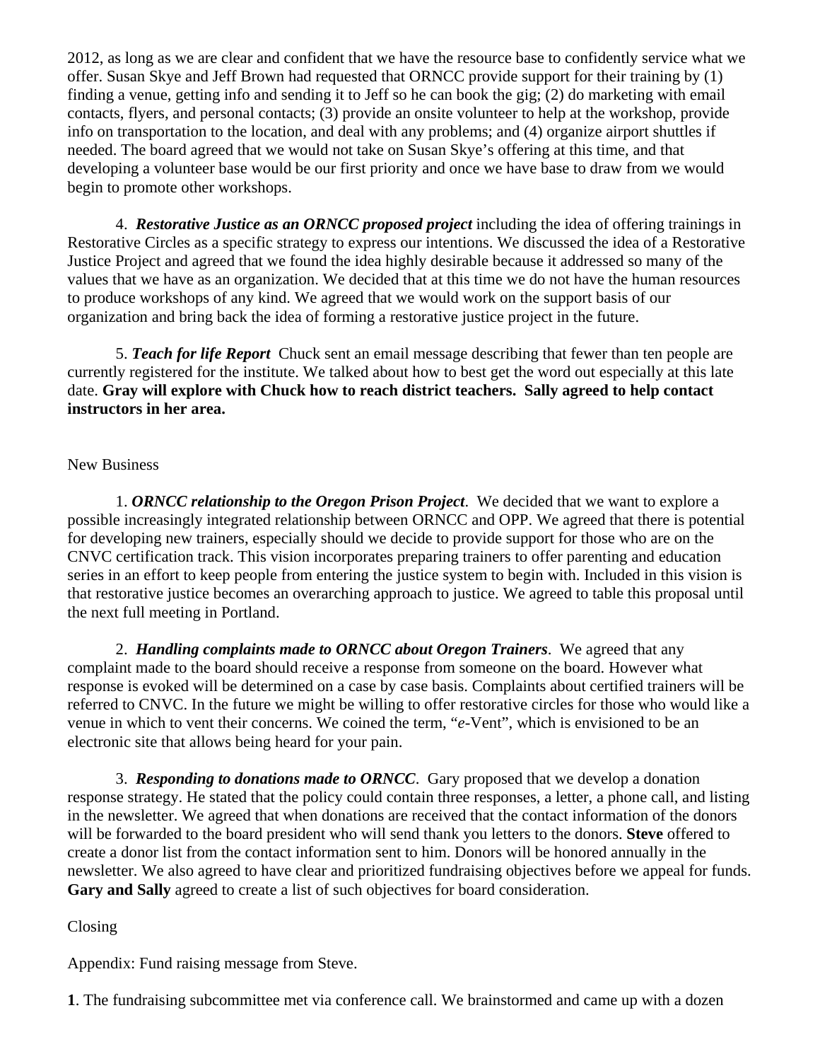2012, as long as we are clear and confident that we have the resource base to confidently service what we offer. Susan Skye and Jeff Brown had requested that ORNCC provide support for their training by (1) finding a venue, getting info and sending it to Jeff so he can book the gig; (2) do marketing with email contacts, flyers, and personal contacts; (3) provide an onsite volunteer to help at the workshop, provide info on transportation to the location, and deal with any problems; and (4) organize airport shuttles if needed. The board agreed that we would not take on Susan Skye's offering at this time, and that developing a volunteer base would be our first priority and once we have base to draw from we would begin to promote other workshops.

4. ***Restorative Justice as an ORNCC proposed project*** including the idea of offering trainings in Restorative Circles as a specific strategy to express our intentions. We discussed the idea of a Restorative Justice Project and agreed that we found the idea highly desirable because it addressed so many of the values that we have as an organization. We decided that at this time we do not have the human resources to produce workshops of any kind. We agreed that we would work on the support basis of our organization and bring back the idea of forming a restorative justice project in the future.

5. ***Teach for life Report*** Chuck sent an email message describing that fewer than ten people are currently registered for the institute. We talked about how to best get the word out especially at this late date. **Gray will explore with Chuck how to reach district teachers. Sally agreed to help contact instructors in her area.**

New Business

1. ***ORNCC relationship to the Oregon Prison Project***. We decided that we want to explore a possible increasingly integrated relationship between ORNCC and OPP. We agreed that there is potential for developing new trainers, especially should we decide to provide support for those who are on the CNVC certification track. This vision incorporates preparing trainers to offer parenting and education series in an effort to keep people from entering the justice system to begin with. Included in this vision is that restorative justice becomes an overarching approach to justice. We agreed to table this proposal until the next full meeting in Portland.

2. ***Handling complaints made to ORNCC about Oregon Trainers***. We agreed that any complaint made to the board should receive a response from someone on the board. However what response is evoked will be determined on a case by case basis. Complaints about certified trainers will be referred to CNVC. In the future we might be willing to offer restorative circles for those who would like a venue in which to vent their concerns. We coined the term, "*e*-Vent", which is envisioned to be an electronic site that allows being heard for your pain.

3. ***Responding to donations made to ORNCC***. Gary proposed that we develop a donation response strategy. He stated that the policy could contain three responses, a letter, a phone call, and listing in the newsletter. We agreed that when donations are received that the contact information of the donors will be forwarded to the board president who will send thank you letters to the donors. **Steve** offered to create a donor list from the contact information sent to him. Donors will be honored annually in the newsletter. We also agreed to have clear and prioritized fundraising objectives before we appeal for funds. **Gary and Sally** agreed to create a list of such objectives for board consideration.

Closing

Appendix: Fund raising message from Steve.

**1**. The fundraising subcommittee met via conference call. We brainstormed and came up with a dozen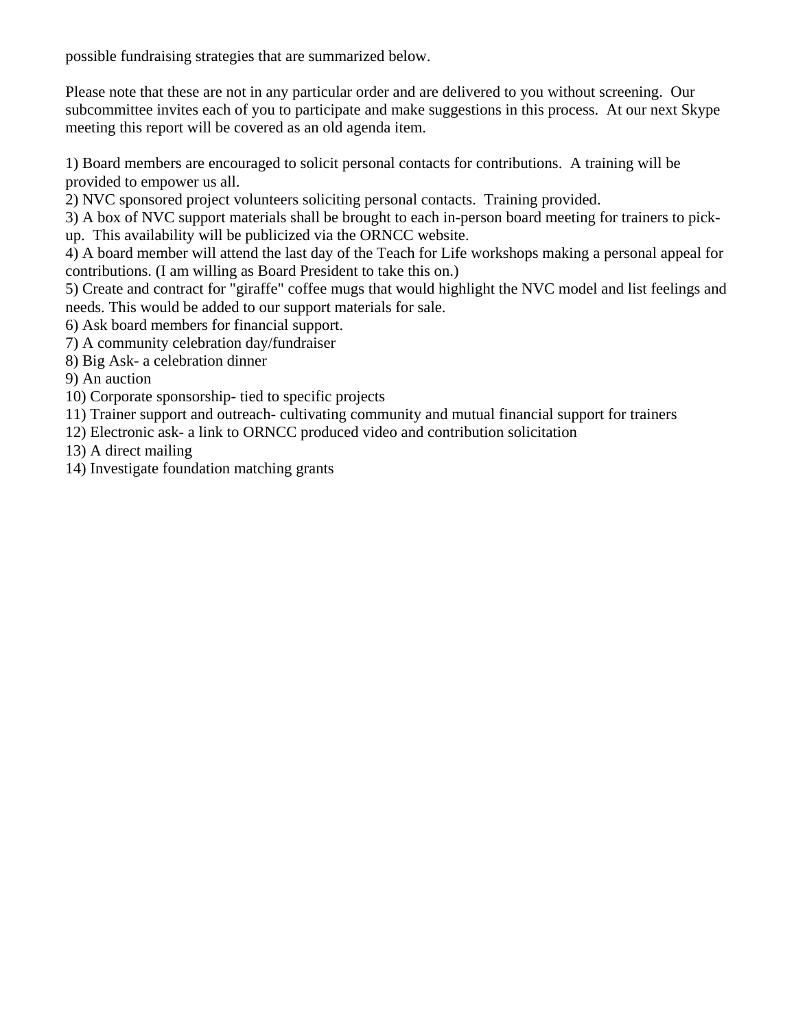possible fundraising strategies that are summarized below.

Please note that these are not in any particular order and are delivered to you without screening. Our subcommittee invites each of you to participate and make suggestions in this process. At our next Skype meeting this report will be covered as an old agenda item.

1) Board members are encouraged to solicit personal contacts for contributions. A training will be provided to empower us all.
2) NVC sponsored project volunteers soliciting personal contacts. Training provided.
3) A box of NVC support materials shall be brought to each in-person board meeting for trainers to pick-up. This availability will be publicized via the ORNCC website.
4) A board member will attend the last day of the Teach for Life workshops making a personal appeal for contributions. (I am willing as Board President to take this on.)
5) Create and contract for "giraffe" coffee mugs that would highlight the NVC model and list feelings and needs. This would be added to our support materials for sale.
6) Ask board members for financial support.
7) A community celebration day/fundraiser
8) Big Ask- a celebration dinner
9) An auction
10) Corporate sponsorship- tied to specific projects
11) Trainer support and outreach- cultivating community and mutual financial support for trainers
12) Electronic ask- a link to ORNCC produced video and contribution solicitation
13) A direct mailing
14) Investigate foundation matching grants